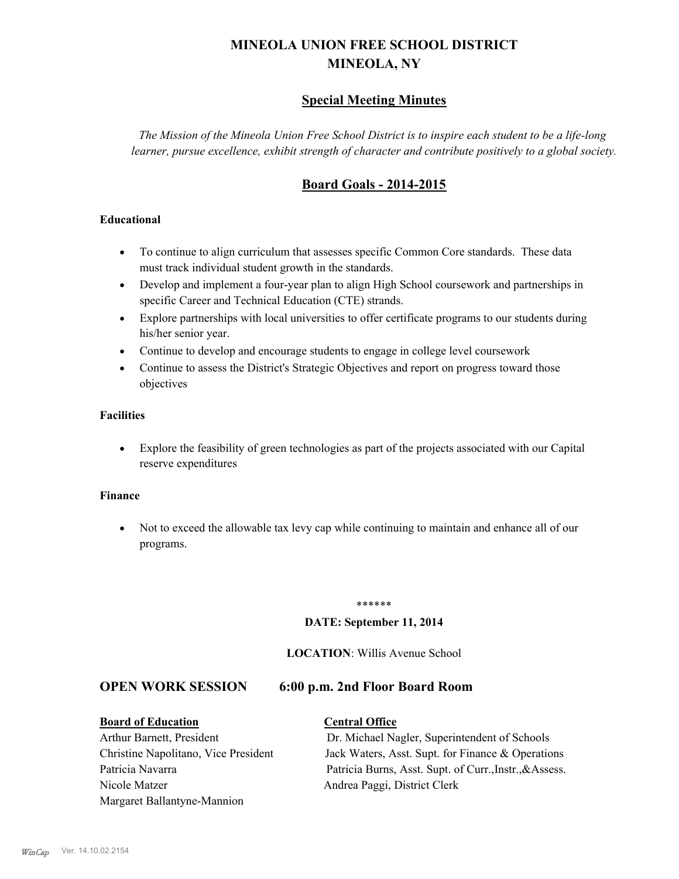# MINEOLA UNION FREE SCHOOL DISTRICT
# MINEOLA, NY

## Special Meeting Minutes

*The Mission of the Mineola Union Free School District is to inspire each student to be a life-long learner, pursue excellence, exhibit strength of character and contribute positively to a global society.*

## Board Goals - 2014-2015

### Educational

- To continue to align curriculum that assesses specific Common Core standards. These data must track individual student growth in the standards.
- Develop and implement a four-year plan to align High School coursework and partnerships in specific Career and Technical Education (CTE) strands.
- Explore partnerships with local universities to offer certificate programs to our students during his/her senior year.
- Continue to develop and encourage students to engage in college level coursework
- Continue to assess the District's Strategic Objectives and report on progress toward those objectives

### Facilities

- Explore the feasibility of green technologies as part of the projects associated with our Capital reserve expenditures

### Finance

- Not to exceed the allowable tax levy cap while continuing to maintain and enhance all of our programs.

******

**DATE: September 11, 2014**

**LOCATION**: Willis Avenue School

## OPEN WORK SESSION 6:00 p.m. 2nd Floor Board Room

| **Board of Education** | **Central Office** |
|---|---|
| Arthur Barnett, President | Dr. Michael Nagler, Superintendent of Schools |
| Christine Napolitano, Vice President | Jack Waters, Asst. Supt. for Finance & Operations |
| Patricia Navarra | Patricia Burns, Asst. Supt. of Curr.,Instr.,&Assess. |
| Nicole Matzer | Andrea Paggi, District Clerk |
| Margaret Ballantyne-Mannion | |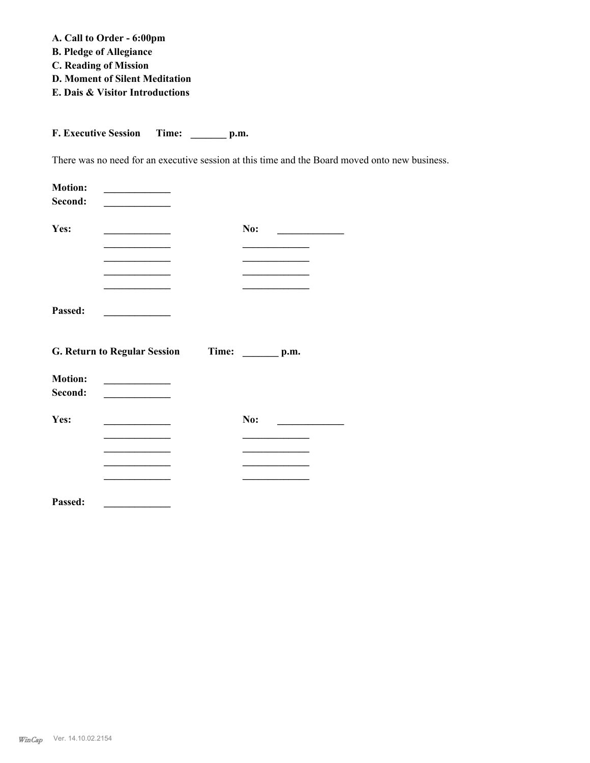**A. Call to Order - 6:00pm**
**B. Pledge of Allegiance**
**C. Reading of Mission**
**D. Moment of Silent Meditation**
**E. Dais & Visitor Introductions**

**F. Executive Session      Time: _______ p.m.**

There was no need for an executive session at this time and the Board moved onto new business.

**Motion:** _____________
**Second:** _____________

**Yes:** _____________ **No:** _____________
_____________ _____________
_____________ _____________
_____________ _____________
_____________ _____________

**Passed:** _____________

**G. Return to Regular Session      Time: _______ p.m.**

**Motion:** _____________
**Second:** _____________

**Yes:** _____________ **No:** _____________
_____________ _____________
_____________ _____________
_____________ _____________
_____________ _____________

**Passed:** _____________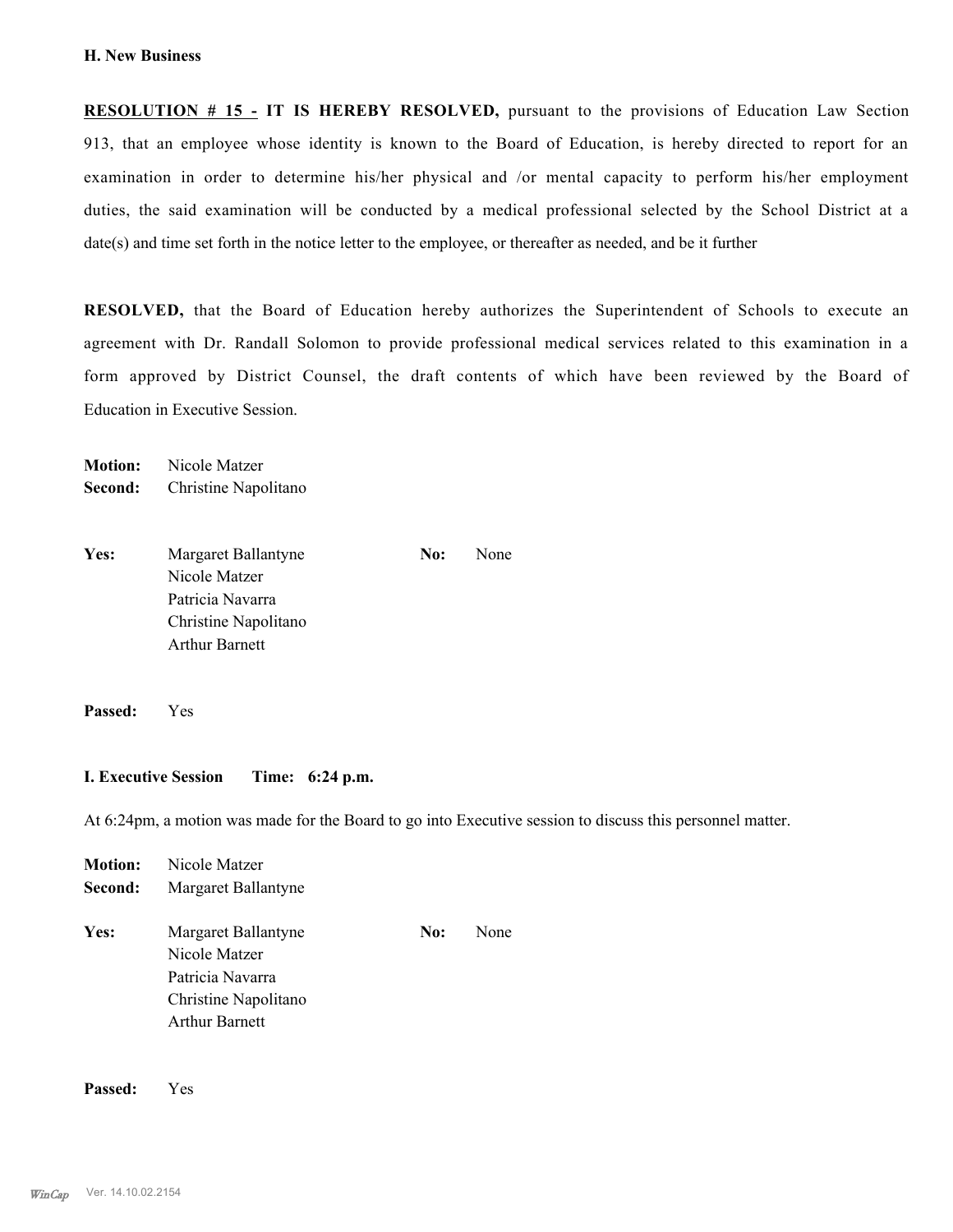### H. New Business

**RESOLUTION # 15 - IT IS HEREBY RESOLVED,** pursuant to the provisions of Education Law Section 913, that an employee whose identity is known to the Board of Education, is hereby directed to report for an examination in order to determine his/her physical and /or mental capacity to perform his/her employment duties, the said examination will be conducted by a medical professional selected by the School District at a date(s) and time set forth in the notice letter to the employee, or thereafter as needed, and be it further

**RESOLVED,** that the Board of Education hereby authorizes the Superintendent of Schools to execute an agreement with Dr. Randall Solomon to provide professional medical services related to this examination in a form approved by District Counsel, the draft contents of which have been reviewed by the Board of Education in Executive Session.

**Motion:** Nicole Matzer
**Second:** Christine Napolitano

| **Yes:** | | **No:** | |
|---|---|---|---|
| | Margaret Ballantyne | | None |
| | Nicole Matzer | | |
| | Patricia Navarra | | |
| | Christine Napolitano | | |
| | Arthur Barnett | | |

**Passed:** Yes

### I. Executive Session Time: 6:24 p.m.

At 6:24pm, a motion was made for the Board to go into Executive session to discuss this personnel matter.

**Motion:** Nicole Matzer
**Second:** Margaret Ballantyne

| **Yes:** | | **No:** | |
|---|---|---|---|
| | Margaret Ballantyne | | None |
| | Nicole Matzer | | |
| | Patricia Navarra | | |
| | Christine Napolitano | | |
| | Arthur Barnett | | |

**Passed:** Yes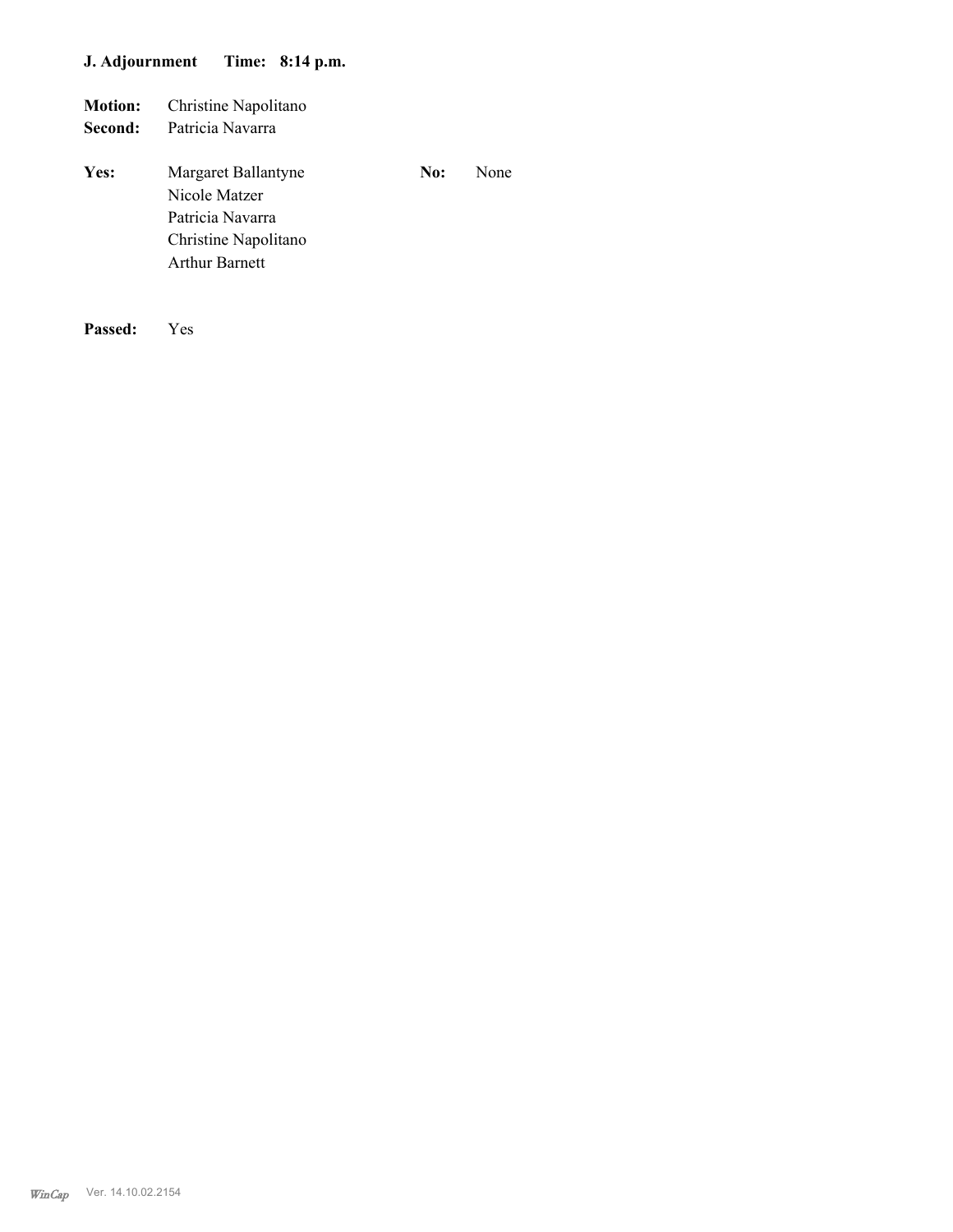**J. Adjournment Time: 8:14 p.m.**

**Motion:** Christine Napolitano
**Second:** Patricia Navarra

**Yes:** Margaret Ballantyne
Nicole Matzer
Patricia Navarra
Christine Napolitano
Arthur Barnett

**No:** None

**Passed:** Yes